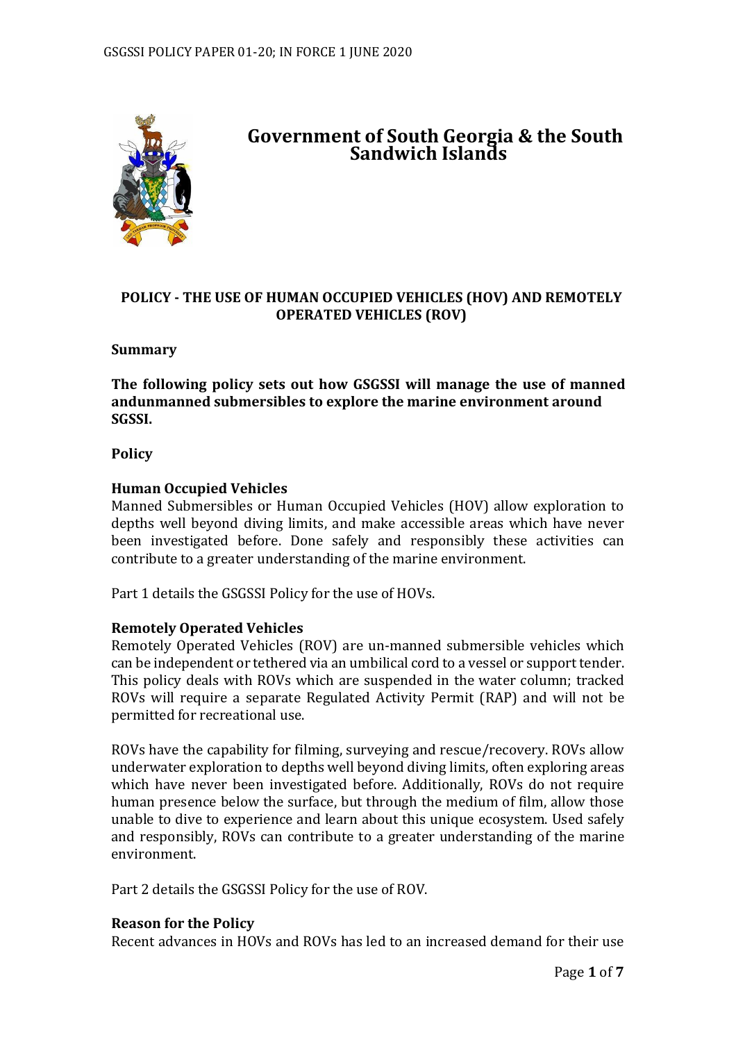# Government of South Georgia & the South Sandwich Islands

## POLICY - THE USE OF HUMAN OCCUPIED VEHICLES (HOV) AND REMOTELY OPERATED VEHICLES (ROV)

**Summary**

**The following policy sets out how GSGSSI will manage the use of manned andunmanned submersibles to explore the marine environment around SGSSI.**

**Policy**

**Human Occupied Vehicles**

Manned Submersibles or Human Occupied Vehicles (HOV) allow exploration to depths well beyond diving limits, and make accessible areas which have never been investigated before. Done safely and responsibly these activities can contribute to a greater understanding of the marine environment.

Part 1 details the GSGSSI Policy for the use of HOVs.

**Remotely Operated Vehicles**

Remotely Operated Vehicles (ROV) are un-manned submersible vehicles which can be independent or tethered via an umbilical cord to a vessel or support tender. This policy deals with ROVs which are suspended in the water column; tracked ROVs will require a separate Regulated Activity Permit (RAP) and will not be permitted for recreational use.

ROVs have the capability for filming, surveying and rescue/recovery. ROVs allow underwater exploration to depths well beyond diving limits, often exploring areas which have never been investigated before. Additionally, ROVs do not require human presence below the surface, but through the medium of film, allow those unable to dive to experience and learn about this unique ecosystem. Used safely and responsibly, ROVs can contribute to a greater understanding of the marine environment.

Part 2 details the GSGSSI Policy for the use of ROV.

**Reason for the Policy**

Recent advances in HOVs and ROVs has led to an increased demand for their use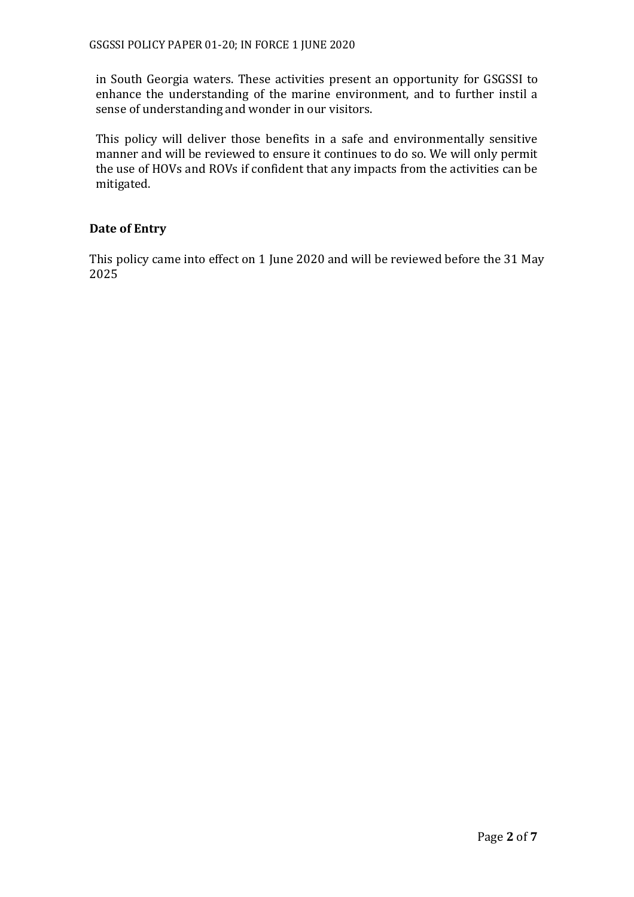in South Georgia waters. These activities present an opportunity for GSGSSI to enhance the understanding of the marine environment, and to further instil a sense of understanding and wonder in our visitors.

This policy will deliver those benefits in a safe and environmentally sensitive manner and will be reviewed to ensure it continues to do so. We will only permit the use of HOVs and ROVs if confident that any impacts from the activities can be mitigated.

**Date of Entry**

This policy came into effect on 1 June 2020 and will be reviewed before the 31 May 2025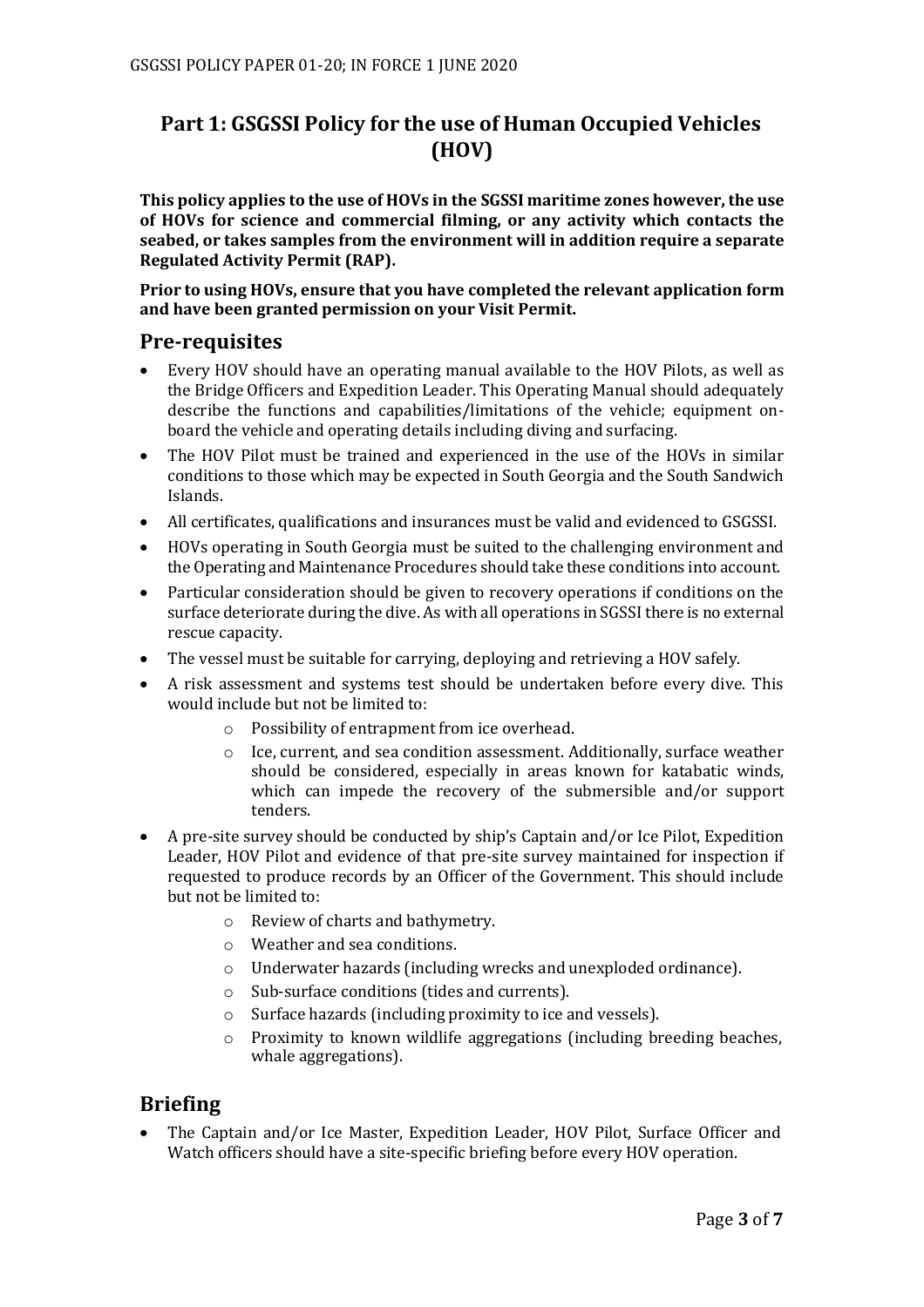# Part 1: GSGSSI Policy for the use of Human Occupied Vehicles (HOV)

**This policy applies to the use of HOVs in the SGSSI maritime zones however, the use of HOVs for science and commercial filming, or any activity which contacts the seabed, or takes samples from the environment will in addition require a separate Regulated Activity Permit (RAP).**

**Prior to using HOVs, ensure that you have completed the relevant application form and have been granted permission on your Visit Permit.**

## Pre-requisites

- Every HOV should have an operating manual available to the HOV Pilots, as well as the Bridge Officers and Expedition Leader. This Operating Manual should adequately describe the functions and capabilities/limitations of the vehicle; equipment on-board the vehicle and operating details including diving and surfacing.
- The HOV Pilot must be trained and experienced in the use of the HOVs in similar conditions to those which may be expected in South Georgia and the South Sandwich Islands.
- All certificates, qualifications and insurances must be valid and evidenced to GSGSSI.
- HOVs operating in South Georgia must be suited to the challenging environment and the Operating and Maintenance Procedures should take these conditions into account.
- Particular consideration should be given to recovery operations if conditions on the surface deteriorate during the dive. As with all operations in SGSSI there is no external rescue capacity.
- The vessel must be suitable for carrying, deploying and retrieving a HOV safely.
- A risk assessment and systems test should be undertaken before every dive. This would include but not be limited to:
    - Possibility of entrapment from ice overhead.
    - Ice, current, and sea condition assessment. Additionally, surface weather should be considered, especially in areas known for katabatic winds, which can impede the recovery of the submersible and/or support tenders.
- A pre-site survey should be conducted by ship's Captain and/or Ice Pilot, Expedition Leader, HOV Pilot and evidence of that pre-site survey maintained for inspection if requested to produce records by an Officer of the Government. This should include but not be limited to:
    - Review of charts and bathymetry.
    - Weather and sea conditions.
    - Underwater hazards (including wrecks and unexploded ordinance).
    - Sub-surface conditions (tides and currents).
    - Surface hazards (including proximity to ice and vessels).
    - Proximity to known wildlife aggregations (including breeding beaches, whale aggregations).

## Briefing

- The Captain and/or Ice Master, Expedition Leader, HOV Pilot, Surface Officer and Watch officers should have a site-specific briefing before every HOV operation.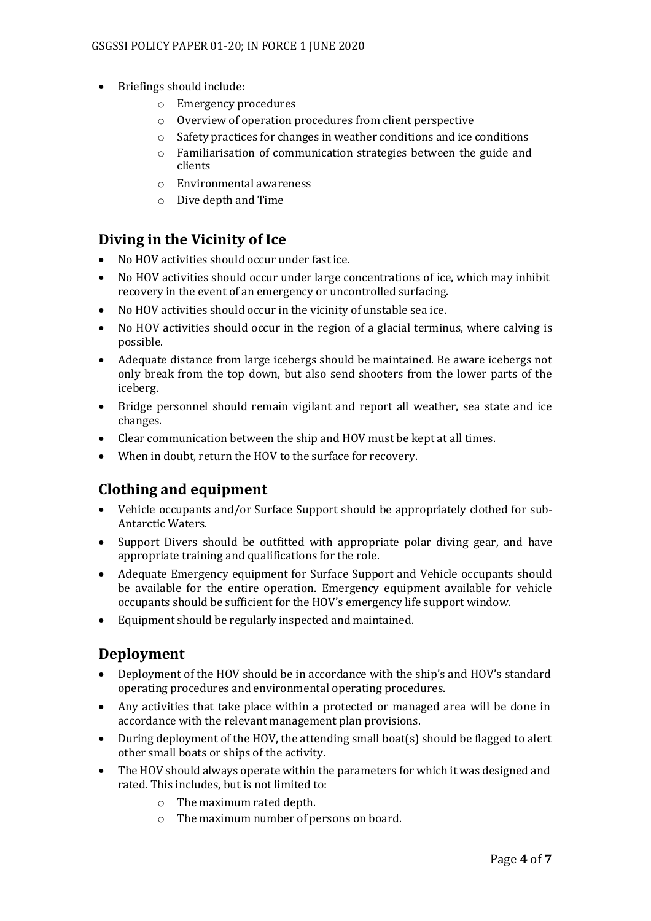- Briefings should include:
  - Emergency procedures
  - Overview of operation procedures from client perspective
  - Safety practices for changes in weather conditions and ice conditions
  - Familiarisation of communication strategies between the guide and clients
  - Environmental awareness
  - Dive depth and Time

## Diving in the Vicinity of Ice

- No HOV activities should occur under fast ice.
- No HOV activities should occur under large concentrations of ice, which may inhibit recovery in the event of an emergency or uncontrolled surfacing.
- No HOV activities should occur in the vicinity of unstable sea ice.
- No HOV activities should occur in the region of a glacial terminus, where calving is possible.
- Adequate distance from large icebergs should be maintained. Be aware icebergs not only break from the top down, but also send shooters from the lower parts of the iceberg.
- Bridge personnel should remain vigilant and report all weather, sea state and ice changes.
- Clear communication between the ship and HOV must be kept at all times.
- When in doubt, return the HOV to the surface for recovery.

## Clothing and equipment

- Vehicle occupants and/or Surface Support should be appropriately clothed for sub-Antarctic Waters.
- Support Divers should be outfitted with appropriate polar diving gear, and have appropriate training and qualifications for the role.
- Adequate Emergency equipment for Surface Support and Vehicle occupants should be available for the entire operation. Emergency equipment available for vehicle occupants should be sufficient for the HOV's emergency life support window.
- Equipment should be regularly inspected and maintained.

## Deployment

- Deployment of the HOV should be in accordance with the ship's and HOV's standard operating procedures and environmental operating procedures.
- Any activities that take place within a protected or managed area will be done in accordance with the relevant management plan provisions.
- During deployment of the HOV, the attending small boat(s) should be flagged to alert other small boats or ships of the activity.
- The HOV should always operate within the parameters for which it was designed and rated. This includes, but is not limited to:
  - The maximum rated depth.
  - The maximum number of persons on board.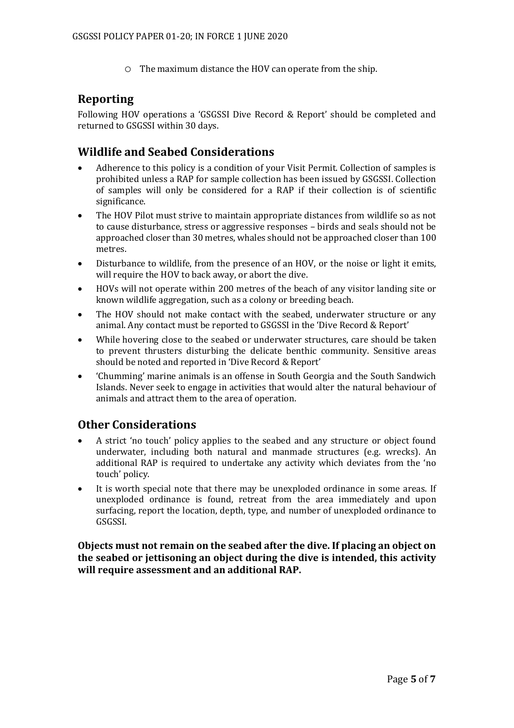- The maximum distance the HOV can operate from the ship.

## Reporting

Following HOV operations a 'GSGSSI Dive Record & Report' should be completed and returned to GSGSSI within 30 days.

## Wildlife and Seabed Considerations

- Adherence to this policy is a condition of your Visit Permit. Collection of samples is prohibited unless a RAP for sample collection has been issued by GSGSSI. Collection of samples will only be considered for a RAP if their collection is of scientific significance.
- The HOV Pilot must strive to maintain appropriate distances from wildlife so as not to cause disturbance, stress or aggressive responses – birds and seals should not be approached closer than 30 metres, whales should not be approached closer than 100 metres.
- Disturbance to wildlife, from the presence of an HOV, or the noise or light it emits, will require the HOV to back away, or abort the dive.
- HOVs will not operate within 200 metres of the beach of any visitor landing site or known wildlife aggregation, such as a colony or breeding beach.
- The HOV should not make contact with the seabed, underwater structure or any animal. Any contact must be reported to GSGSSI in the 'Dive Record & Report'
- While hovering close to the seabed or underwater structures, care should be taken to prevent thrusters disturbing the delicate benthic community. Sensitive areas should be noted and reported in 'Dive Record & Report'
- 'Chumming' marine animals is an offense in South Georgia and the South Sandwich Islands. Never seek to engage in activities that would alter the natural behaviour of animals and attract them to the area of operation.

## Other Considerations

- A strict 'no touch' policy applies to the seabed and any structure or object found underwater, including both natural and manmade structures (e.g. wrecks). An additional RAP is required to undertake any activity which deviates from the 'no touch' policy.
- It is worth special note that there may be unexploded ordinance in some areas. If unexploded ordinance is found, retreat from the area immediately and upon surfacing, report the location, depth, type, and number of unexploded ordinance to GSGSSI.

**Objects must not remain on the seabed after the dive. If placing an object on the seabed or jettisoning an object during the dive is intended, this activity will require assessment and an additional RAP.**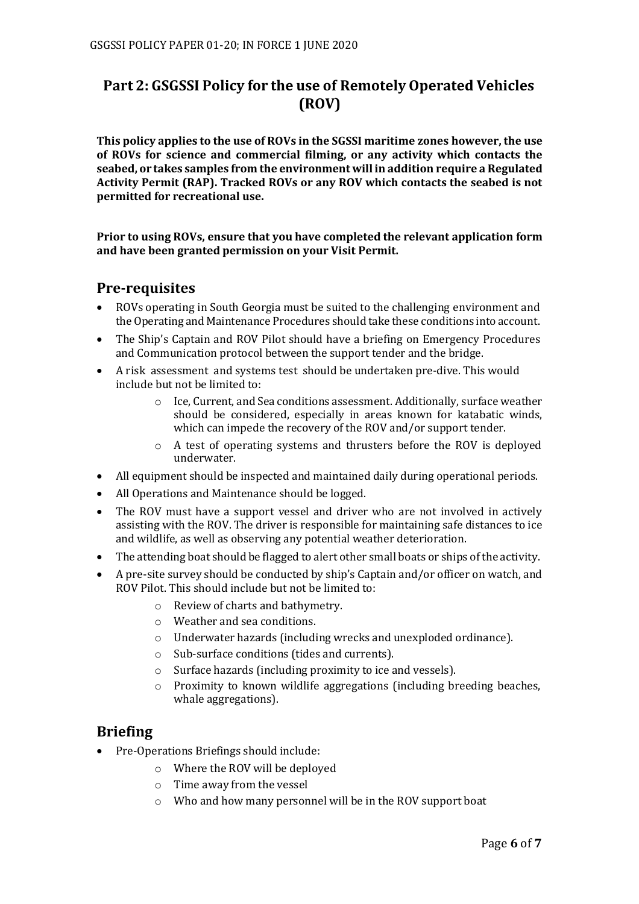## Part 2: GSGSSI Policy for the use of Remotely Operated Vehicles (ROV)

**This policy applies to the use of ROVs in the SGSSI maritime zones however, the use of ROVs for science and commercial filming, or any activity which contacts the seabed, or takes samples from the environment will in addition require a Regulated Activity Permit (RAP). Tracked ROVs or any ROV which contacts the seabed is not permitted for recreational use.**

**Prior to using ROVs, ensure that you have completed the relevant application form and have been granted permission on your Visit Permit.**

### Pre-requisites

- ROVs operating in South Georgia must be suited to the challenging environment and the Operating and Maintenance Procedures should take these conditions into account.
- The Ship's Captain and ROV Pilot should have a briefing on Emergency Procedures and Communication protocol between the support tender and the bridge.
- A risk assessment and systems test should be undertaken pre-dive. This would include but not be limited to:
    - Ice, Current, and Sea conditions assessment. Additionally, surface weather should be considered, especially in areas known for katabatic winds, which can impede the recovery of the ROV and/or support tender.
    - A test of operating systems and thrusters before the ROV is deployed underwater.
- All equipment should be inspected and maintained daily during operational periods.
- All Operations and Maintenance should be logged.
- The ROV must have a support vessel and driver who are not involved in actively assisting with the ROV. The driver is responsible for maintaining safe distances to ice and wildlife, as well as observing any potential weather deterioration.
- The attending boat should be flagged to alert other small boats or ships of the activity.
- A pre-site survey should be conducted by ship's Captain and/or officer on watch, and ROV Pilot. This should include but not be limited to:
    - Review of charts and bathymetry.
    - Weather and sea conditions.
    - Underwater hazards (including wrecks and unexploded ordinance).
    - Sub-surface conditions (tides and currents).
    - Surface hazards (including proximity to ice and vessels).
    - Proximity to known wildlife aggregations (including breeding beaches, whale aggregations).

### Briefing

- Pre-Operations Briefings should include:
    - Where the ROV will be deployed
    - Time away from the vessel
    - Who and how many personnel will be in the ROV support boat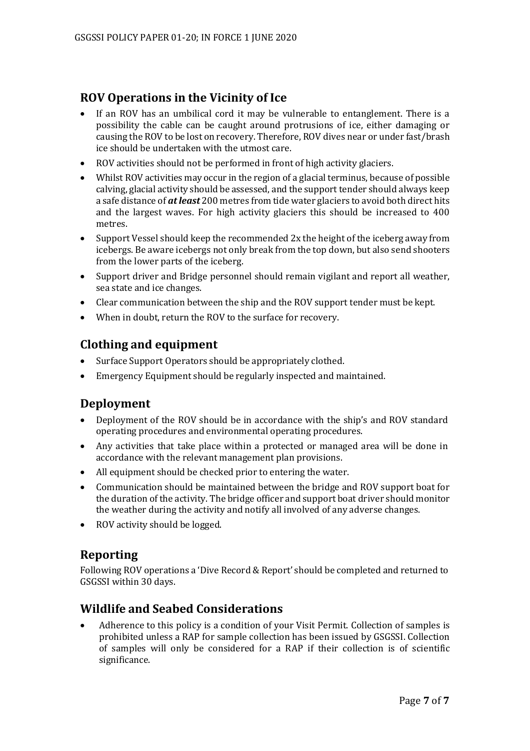## ROV Operations in the Vicinity of Ice

- If an ROV has an umbilical cord it may be vulnerable to entanglement. There is a possibility the cable can be caught around protrusions of ice, either damaging or causing the ROV to be lost on recovery. Therefore, ROV dives near or under fast/brash ice should be undertaken with the utmost care.
- ROV activities should not be performed in front of high activity glaciers.
- Whilst ROV activities may occur in the region of a glacial terminus, because of possible calving, glacial activity should be assessed, and the support tender should always keep a safe distance of ***at least*** 200 metres from tide water glaciers to avoid both direct hits and the largest waves. For high activity glaciers this should be increased to 400 metres.
- Support Vessel should keep the recommended 2x the height of the iceberg away from icebergs. Be aware icebergs not only break from the top down, but also send shooters from the lower parts of the iceberg.
- Support driver and Bridge personnel should remain vigilant and report all weather, sea state and ice changes.
- Clear communication between the ship and the ROV support tender must be kept.
- When in doubt, return the ROV to the surface for recovery.

## Clothing and equipment

- Surface Support Operators should be appropriately clothed.
- Emergency Equipment should be regularly inspected and maintained.

## Deployment

- Deployment of the ROV should be in accordance with the ship's and ROV standard operating procedures and environmental operating procedures.
- Any activities that take place within a protected or managed area will be done in accordance with the relevant management plan provisions.
- All equipment should be checked prior to entering the water.
- Communication should be maintained between the bridge and ROV support boat for the duration of the activity. The bridge officer and support boat driver should monitor the weather during the activity and notify all involved of any adverse changes.
- ROV activity should be logged.

## Reporting

Following ROV operations a 'Dive Record & Report' should be completed and returned to GSGSSI within 30 days.

## Wildlife and Seabed Considerations

- Adherence to this policy is a condition of your Visit Permit. Collection of samples is prohibited unless a RAP for sample collection has been issued by GSGSSI. Collection of samples will only be considered for a RAP if their collection is of scientific significance.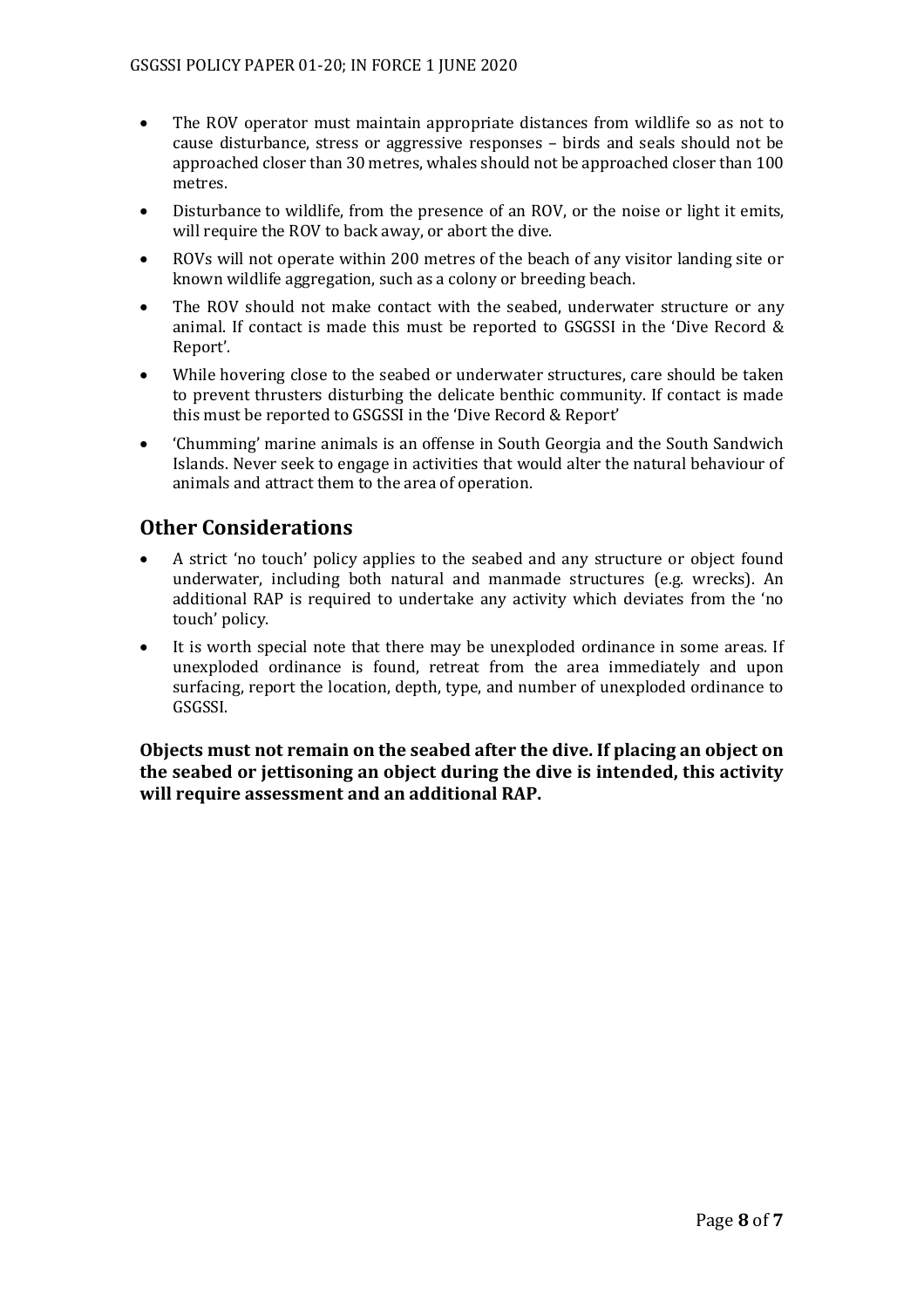- The ROV operator must maintain appropriate distances from wildlife so as not to cause disturbance, stress or aggressive responses – birds and seals should not be approached closer than 30 metres, whales should not be approached closer than 100 metres.
- Disturbance to wildlife, from the presence of an ROV, or the noise or light it emits, will require the ROV to back away, or abort the dive.
- ROVs will not operate within 200 metres of the beach of any visitor landing site or known wildlife aggregation, such as a colony or breeding beach.
- The ROV should not make contact with the seabed, underwater structure or any animal. If contact is made this must be reported to GSGSSI in the 'Dive Record & Report'.
- While hovering close to the seabed or underwater structures, care should be taken to prevent thrusters disturbing the delicate benthic community. If contact is made this must be reported to GSGSSI in the 'Dive Record & Report'
- 'Chumming' marine animals is an offense in South Georgia and the South Sandwich Islands. Never seek to engage in activities that would alter the natural behaviour of animals and attract them to the area of operation.

## Other Considerations

- A strict 'no touch' policy applies to the seabed and any structure or object found underwater, including both natural and manmade structures (e.g. wrecks). An additional RAP is required to undertake any activity which deviates from the 'no touch' policy.
- It is worth special note that there may be unexploded ordinance in some areas. If unexploded ordinance is found, retreat from the area immediately and upon surfacing, report the location, depth, type, and number of unexploded ordinance to GSGSSI.

**Objects must not remain on the seabed after the dive. If placing an object on the seabed or jettisoning an object during the dive is intended, this activity will require assessment and an additional RAP.**